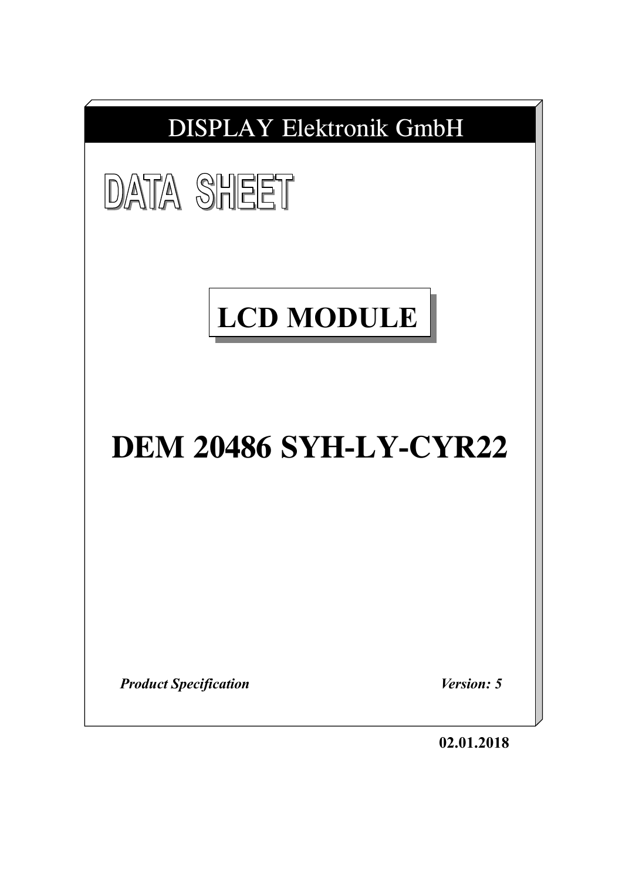DISPLAY Elektronik GmbH

# DATA SHEET

## LCD MODULE

# DEM 20486 SYH-LY-CYR22

***Product Specification*** ***Version: 5***

**02.01.2018**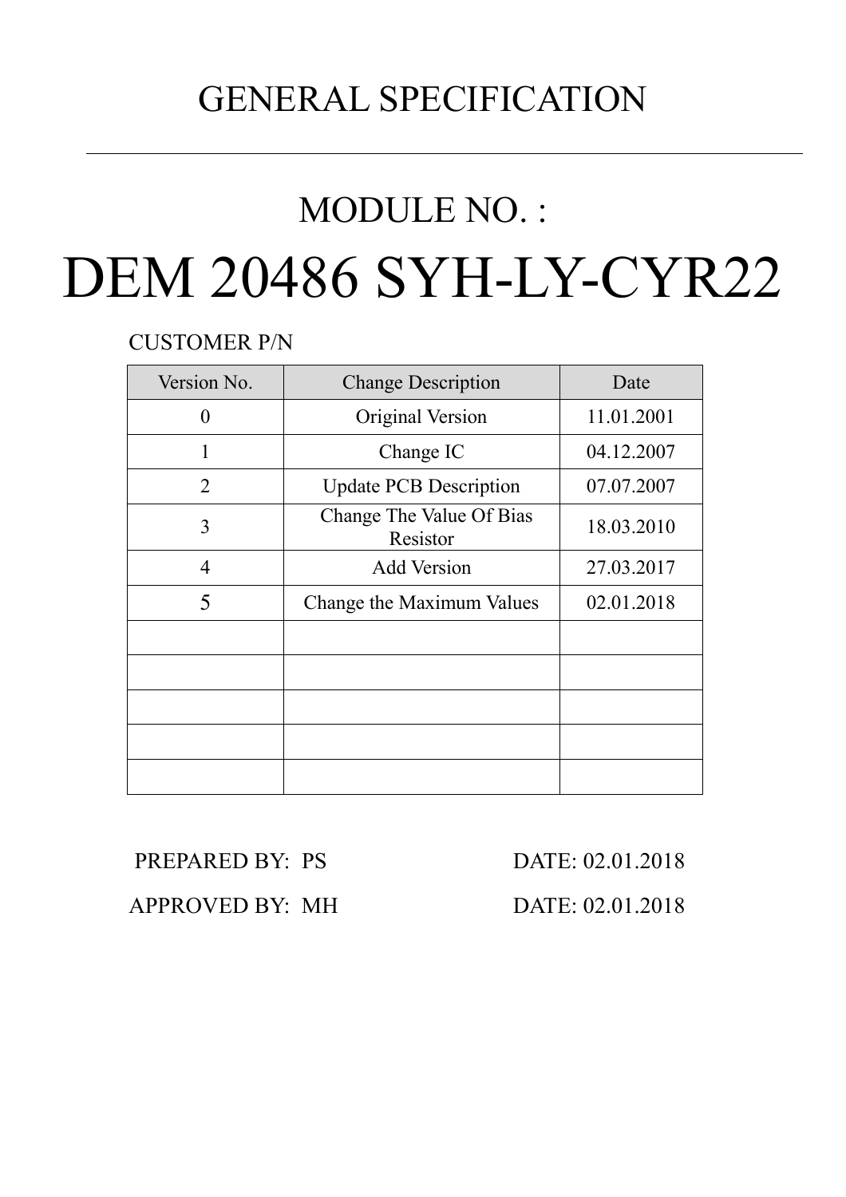# GENERAL SPECIFICATION

## MODULE NO. :

# DEM 20486 SYH-LY-CYR22

CUSTOMER P/N

| Version No. | Change Description | Date |
|---|---|---|
| 0 | Original Version | 11.01.2001 |
| 1 | Change IC | 04.12.2007 |
| 2 | Update PCB Description | 07.07.2007 |
| 3 | Change The Value Of Bias Resistor | 18.03.2010 |
| 4 | Add Version | 27.03.2017 |
| 5 | Change the Maximum Values | 02.01.2018 |
| | | |
| | | |
| | | |
| | | |
| | | |

PREPARED BY: PS DATE: 02.01.2018

APPROVED BY: MH DATE: 02.01.2018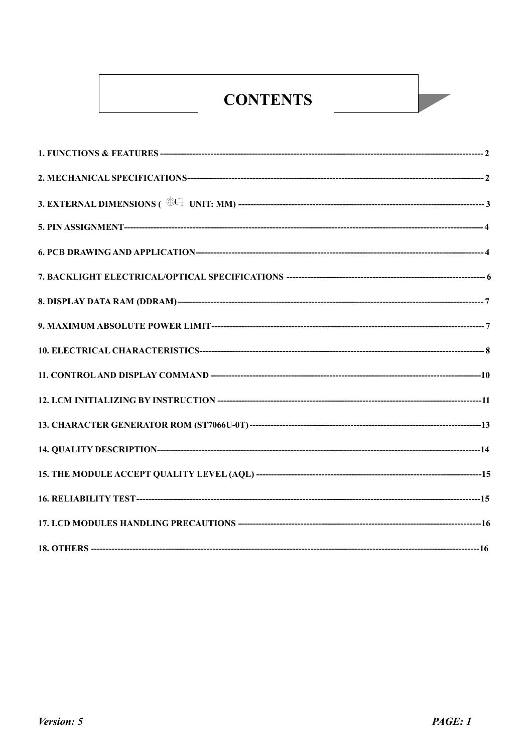# CONTENTS

1. FUNCTIONS & FEATURES -------------------------------------------------------------------------------------------------------- 2
2. MECHANICAL SPECIFICATIONS---------------------------------------------------------------------------------------------------- 2
3. EXTERNAL DIMENSIONS ( ⊕⊏ UNIT: MM) ----------------------------------------------------------------------------------- 3
5. PIN ASSIGNMENT------------------------------------------------------------------------------------------------------------------------ 4
6. PCB DRAWING AND APPLICATION----------------------------------------------------------------------------------------------- 4
7. BACKLIGHT ELECTRICAL/OPTICAL SPECIFICATIONS --------------------------------------------------------------------- 6
8. DISPLAY DATA RAM (DDRAM) ------------------------------------------------------------------------------------------------------ 7
9. MAXIMUM ABSOLUTE POWER LIMIT--------------------------------------------------------------------------------------------- 7
10. ELECTRICAL CHARACTERISTICS------------------------------------------------------------------------------------------------- 8
11. CONTROL AND DISPLAY COMMAND ------------------------------------------------------------------------------------------10
12. LCM INITIALIZING BY INSTRUCTION ------------------------------------------------------------------------------------------11
13. CHARACTER GENERATOR ROM (ST7066U-0T) -----------------------------------------------------------------------------13
14. QUALITY DESCRIPTION--------------------------------------------------------------------------------------------------------------14
15. THE MODULE ACCEPT QUALITY LEVEL (AQL) -----------------------------------------------------------------------------15
16. RELIABILITY TEST---------------------------------------------------------------------------------------------------------------------15
17. LCD MODULES HANDLING PRECAUTIONS -----------------------------------------------------------------------------------16
18. OTHERS ------------------------------------------------------------------------------------------------------------------------------------16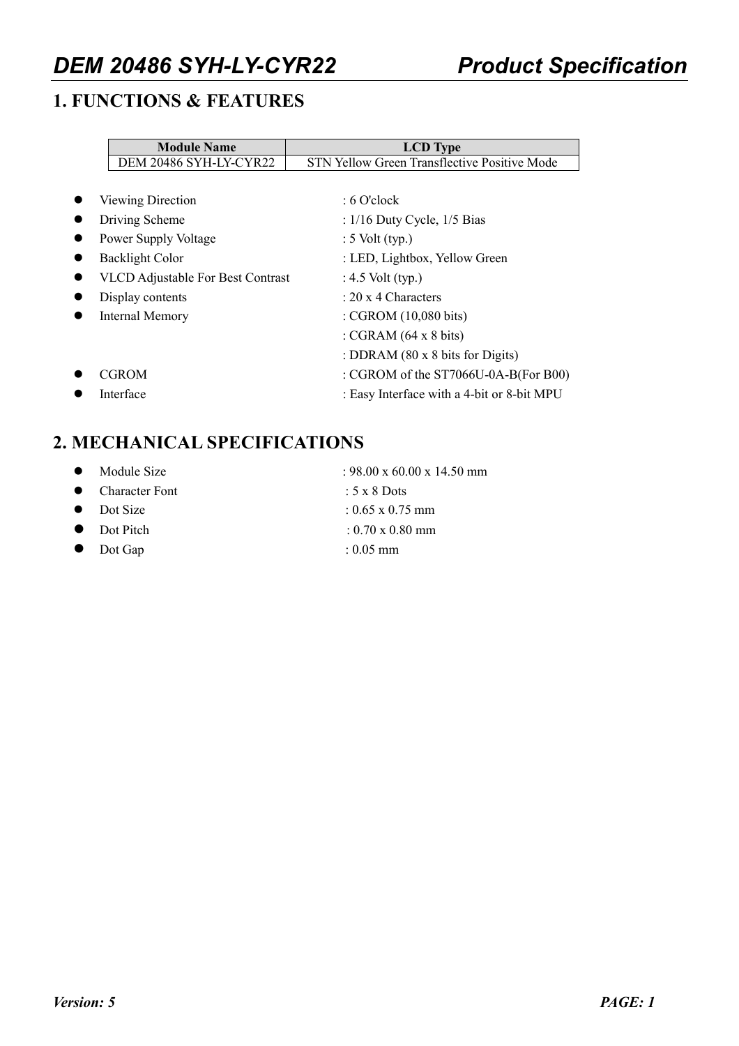## 1. FUNCTIONS & FEATURES

| Module Name | LCD Type |
|---|---|
| DEM 20486 SYH-LY-CYR22 | STN Yellow Green Transflective Positive Mode |

- Viewing Direction : 6 O'clock
- Driving Scheme : 1/16 Duty Cycle, 1/5 Bias
- Power Supply Voltage : 5 Volt (typ.)
- Backlight Color : LED, Lightbox, Yellow Green
- VLCD Adjustable For Best Contrast : 4.5 Volt (typ.)
- Display contents : 20 x 4 Characters
- Internal Memory : CGROM (10,080 bits)
  : CGRAM (64 x 8 bits)
  : DDRAM (80 x 8 bits for Digits)
- CGROM : CGROM of the ST7066U-0A-B(For B00)
- Interface : Easy Interface with a 4-bit or 8-bit MPU

## 2. MECHANICAL SPECIFICATIONS

- Module Size : 98.00 x 60.00 x 14.50 mm
- Character Font : 5 x 8 Dots
- Dot Size : 0.65 x 0.75 mm
- Dot Pitch : 0.70 x 0.80 mm
- Dot Gap : 0.05 mm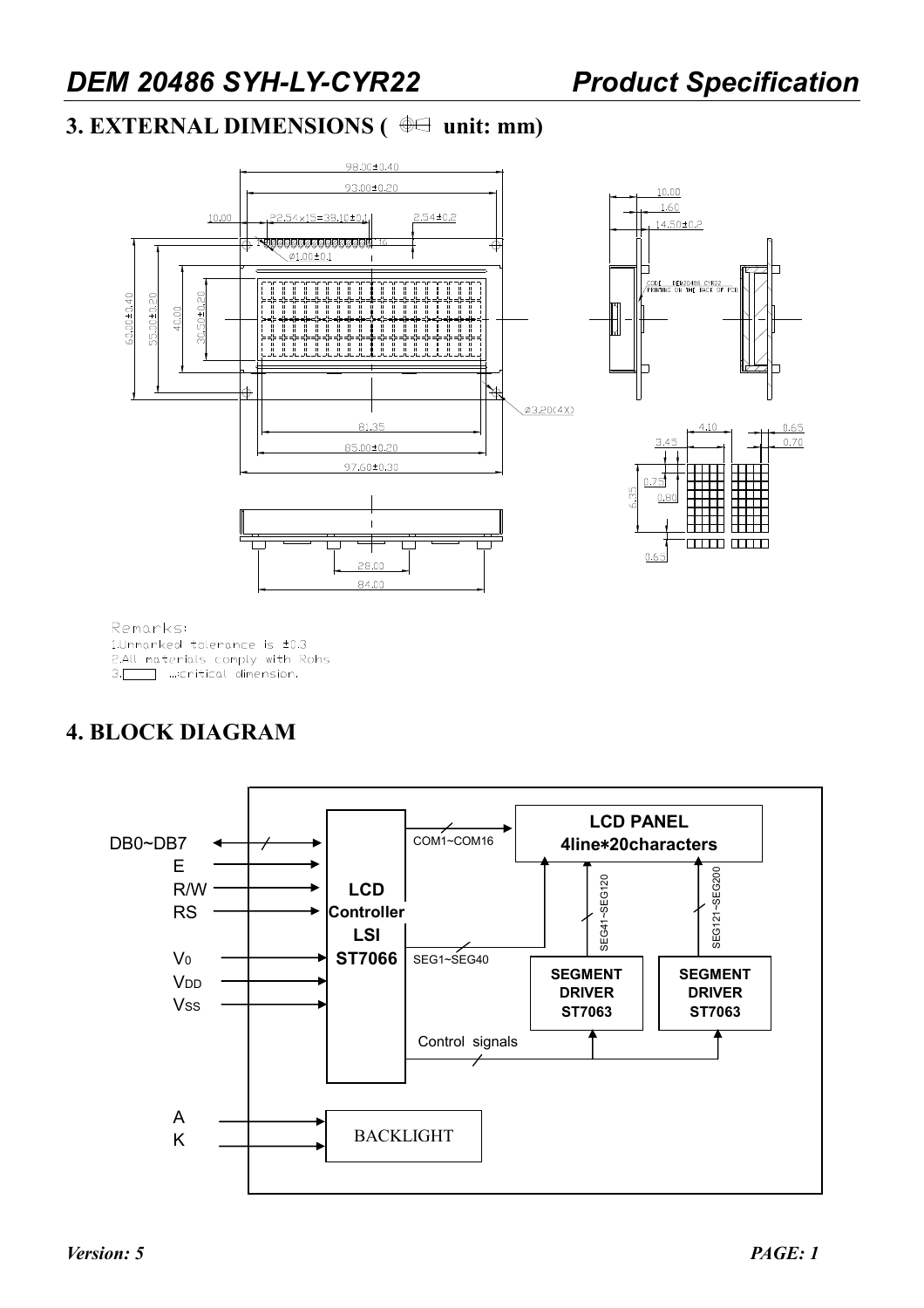## 3. EXTERNAL DIMENSIONS ( unit: mm)

Remarks:
1.Unmarked tolerance is ±0.3
2.All materials comply with Rohs
3.[ ] ...critical dimension.

## 4. BLOCK DIAGRAM

DB0~DB7
E
R/W
RS

$V_0$
$V_{DD}$
$V_{SS}$

**LCD Controller LSI ST7066**

COM1~COM16

SEG1~SEG40

**LCD PANEL 4line*20characters**

SEG41~SEG120

SEG121~SEG200

**SEGMENT DRIVER ST7063**

**SEGMENT DRIVER ST7063**

Control signals

A
K

BACKLIGHT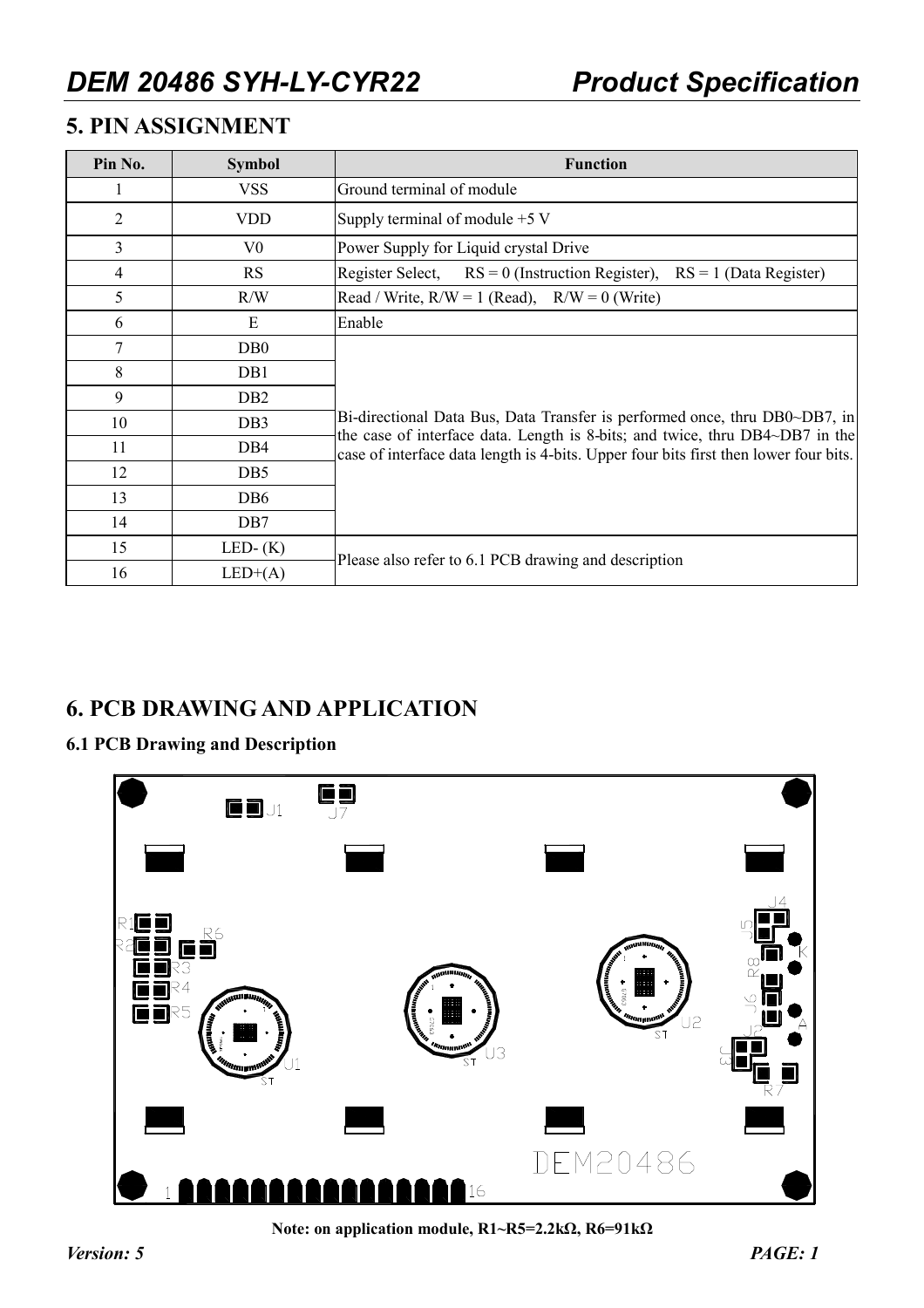## 5. PIN ASSIGNMENT

| Pin No. | Symbol | Function |
|---|---|---|
| 1 | VSS | Ground terminal of module |
| 2 | VDD | Supply terminal of module +5 V |
| 3 | V0 | Power Supply for Liquid crystal Drive |
| 4 | RS | Register Select, RS = 0 (Instruction Register), RS = 1 (Data Register) |
| 5 | R/W | Read / Write, R/W = 1 (Read), R/W = 0 (Write) |
| 6 | E | Enable |
| 7 | DB0 | Bi-directional Data Bus, Data Transfer is performed once, thru DB0~DB7, in the case of interface data. Length is 8-bits; and twice, thru DB4~DB7 in the case of interface data length is 4-bits. Upper four bits first then lower four bits. |
| 8 | DB1 | |
| 9 | DB2 | |
| 10 | DB3 | |
| 11 | DB4 | |
| 12 | DB5 | |
| 13 | DB6 | |
| 14 | DB7 | |
| 15 | LED- (K) | Please also refer to 6.1 PCB drawing and description |
| 16 | LED+(A) | |

## 6. PCB DRAWING AND APPLICATION

### 6.1 PCB Drawing and Description

J1 J7 J4 J5 R1 R2 R6 R3 R4 R5 R8 K J6 A J2 J3 U1 U3 U2 R7 DEM20486 1 16

**Note: on application module, R1~R5=2.2kΩ, R6=91kΩ**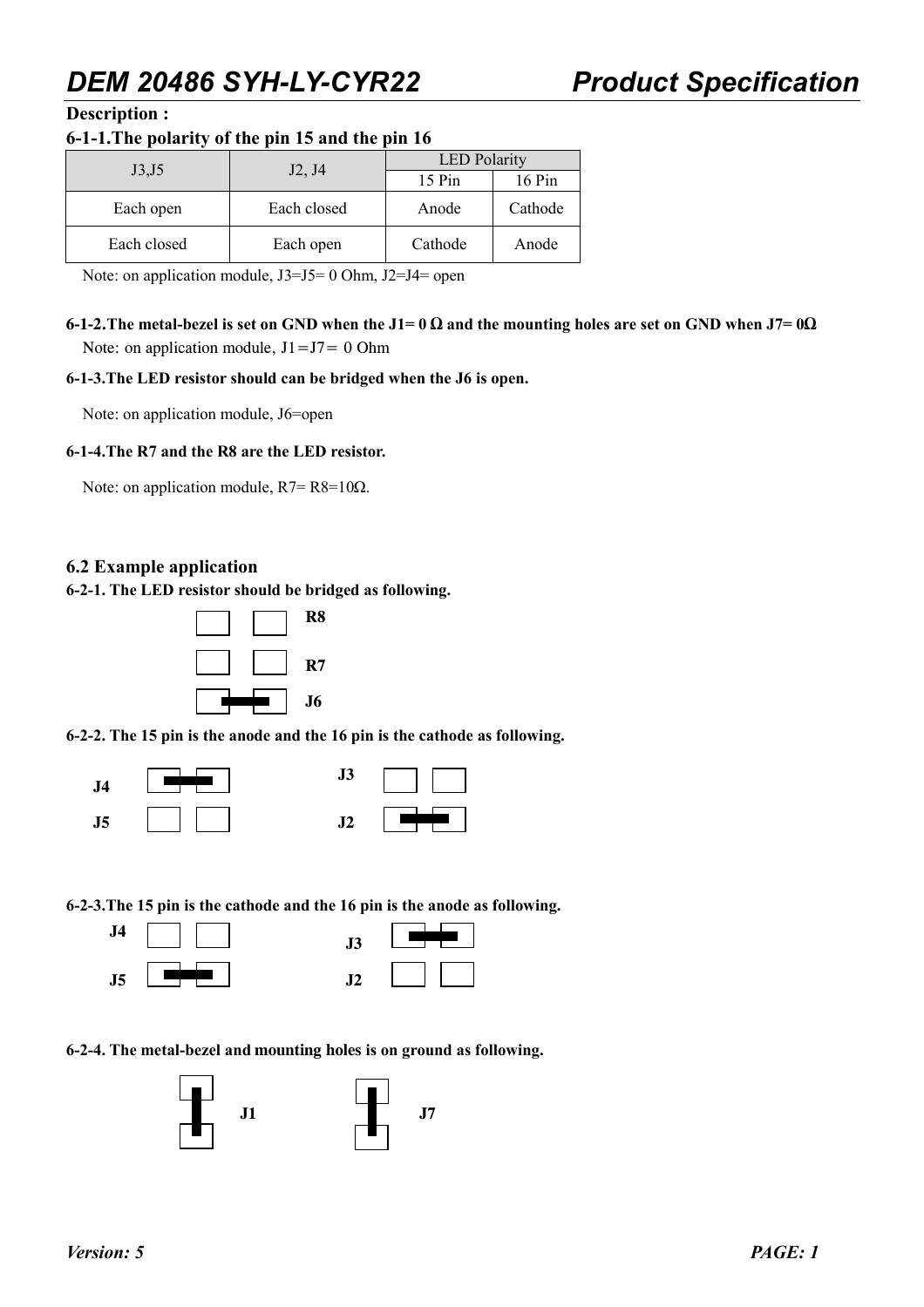**Description :**

**6-1-1.The polarity of the pin 15 and the pin 16**

| J3,J5 | J2, J4 | LED Polarity | |
|---|---|---|---|
| | | 15 Pin | 16 Pin |
| Each open | Each closed | Anode | Cathode |
| Each closed | Each open | Cathode | Anode |

Note: on application module, J3=J5= 0 Ohm, J2=J4= open

**6-1-2.The metal-bezel is set on GND when the J1= 0 Ω and the mounting holes are set on GND when J7= 0Ω**

Note: on application module, J1＝J7＝ 0 Ohm

**6-1-3.The LED resistor should can be bridged when the J6 is open.**

Note: on application module, J6=open

**6-1-4.The R7 and the R8 are the LED resistor.**

Note: on application module, R7= R8=10Ω.

### 6.2 Example application

**6-2-1. The LED resistor should be bridged as following.**

R8

R7

J6

**6-2-2. The 15 pin is the anode and the 16 pin is the cathode as following.**

J4 J3

J5 J2

**6-2-3.The 15 pin is the cathode and the 16 pin is the anode as following.**

J4 J3

J5 J2

**6-2-4. The metal-bezel and mounting holes is on ground as following.**

J1 J7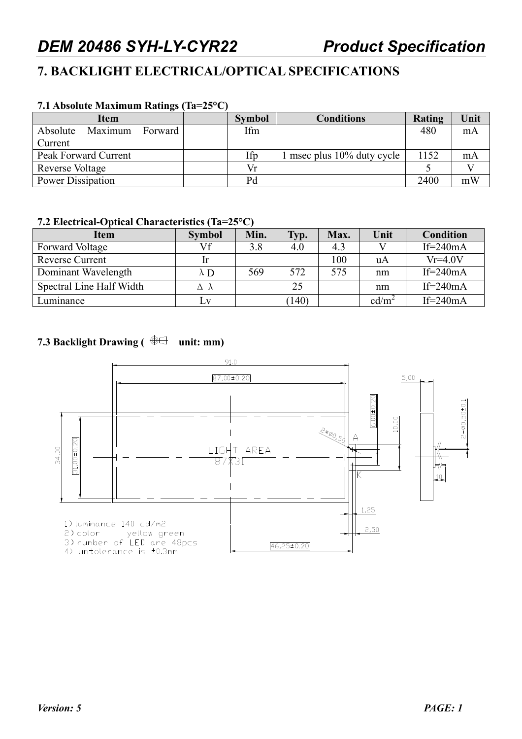# 7. BACKLIGHT ELECTRICAL/OPTICAL SPECIFICATIONS

### 7.1 Absolute Maximum Ratings (Ta=25°C)

| Item | | Symbol | Conditions | Rating | Unit |
|---|---|---|---|---|---|
| Absolute Maximum Forward Current | | Ifm | | 480 | mA |
| Peak Forward Current | | Ifp | 1 msec plus 10% duty cycle | 1152 | mA |
| Reverse Voltage | | Vr | | 5 | V |
| Power Dissipation | | Pd | | 2400 | mW |

### 7.2 Electrical-Optical Characteristics (Ta=25°C)

| Item | Symbol | Min. | Typ. | Max. | Unit | Condition |
|---|---|---|---|---|---|---|
| Forward Voltage | Vf | 3.8 | 4.0 | 4.3 | V | If=240mA |
| Reverse Current | Ir | | | 100 | uA | Vr=4.0V |
| Dominant Wavelength | λ D | 569 | 572 | 575 | nm | If=240mA |
| Spectral Line Half Width | Δ λ | | 25 | | nm | If=240mA |
| Luminance | Lv | | (140) | | $cd/m^2$ | If=240mA |

### 7.3 Backlight Drawing ( unit: mm)

91.0
87.00±0.20
5.00
6.00±0.20
10.00
2-ø0.50±0.1
2*ø0.50
A
K
34.00
31.00±0.20
LIGHT AREA
87X31
10
1.25
2.50
46.25±0.20

1) luminance 140 cd/m2
2) color yellow green
3) number of LED are 48pcs
4) untolerance is ±0.3mm.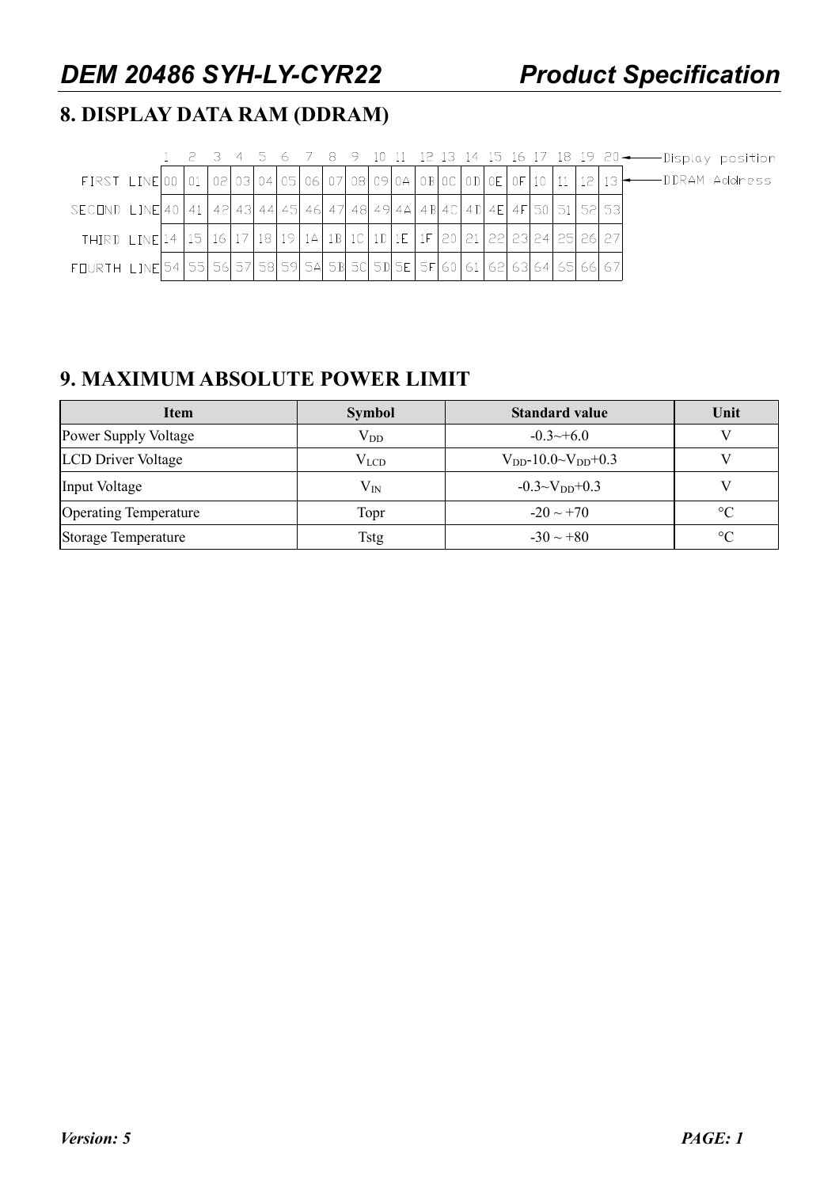## 8. DISPLAY DATA RAM (DDRAM)

| | 1 | 2 | 3 | 4 | 5 | 6 | 7 | 8 | 9 | 10 | 11 | 12 | 13 | 14 | 15 | 16 | 17 | 18 | 19 | 20 |
|---|---|---|---|---|---|---|---|---|---|---|---|---|---|---|---|---|---|---|---|---|
| FIRST LINE | 00 | 01 | 02 | 03 | 04 | 05 | 06 | 07 | 08 | 09 | 0A | 0B | 0C | 0D | 0E | 0F | 10 | 11 | 12 | 13 |
| SECOND LINE | 40 | 41 | 42 | 43 | 44 | 45 | 46 | 47 | 48 | 49 | 4A | 4B | 4C | 4D | 4E | 4F | 50 | 51 | 52 | 53 |
| THIRD LINE | 14 | 15 | 16 | 17 | 18 | 19 | 1A | 1B | 1C | 1D | 1E | 1F | 20 | 21 | 22 | 23 | 24 | 25 | 26 | 27 |
| FOURTH LINE | 54 | 55 | 56 | 57 | 58 | 59 | 5A | 5B | 5C | 5D | 5E | 5F | 60 | 61 | 62 | 63 | 64 | 65 | 66 | 67 |

Top row: Display position; rows: DDRAM Address

## 9. MAXIMUM ABSOLUTE POWER LIMIT

| Item | Symbol | Standard value | Unit |
|---|---|---|---|
| Power Supply Voltage | $V_{DD}$ | -0.3~+6.0 | V |
| LCD Driver Voltage | $V_{LCD}$ | $V_{DD}$-10.0~$V_{DD}$+0.3 | V |
| Input Voltage | $V_{IN}$ | -0.3~$V_{DD}$+0.3 | V |
| Operating Temperature | Topr | -20 ~ +70 | °C |
| Storage Temperature | Tstg | -30 ~ +80 | °C |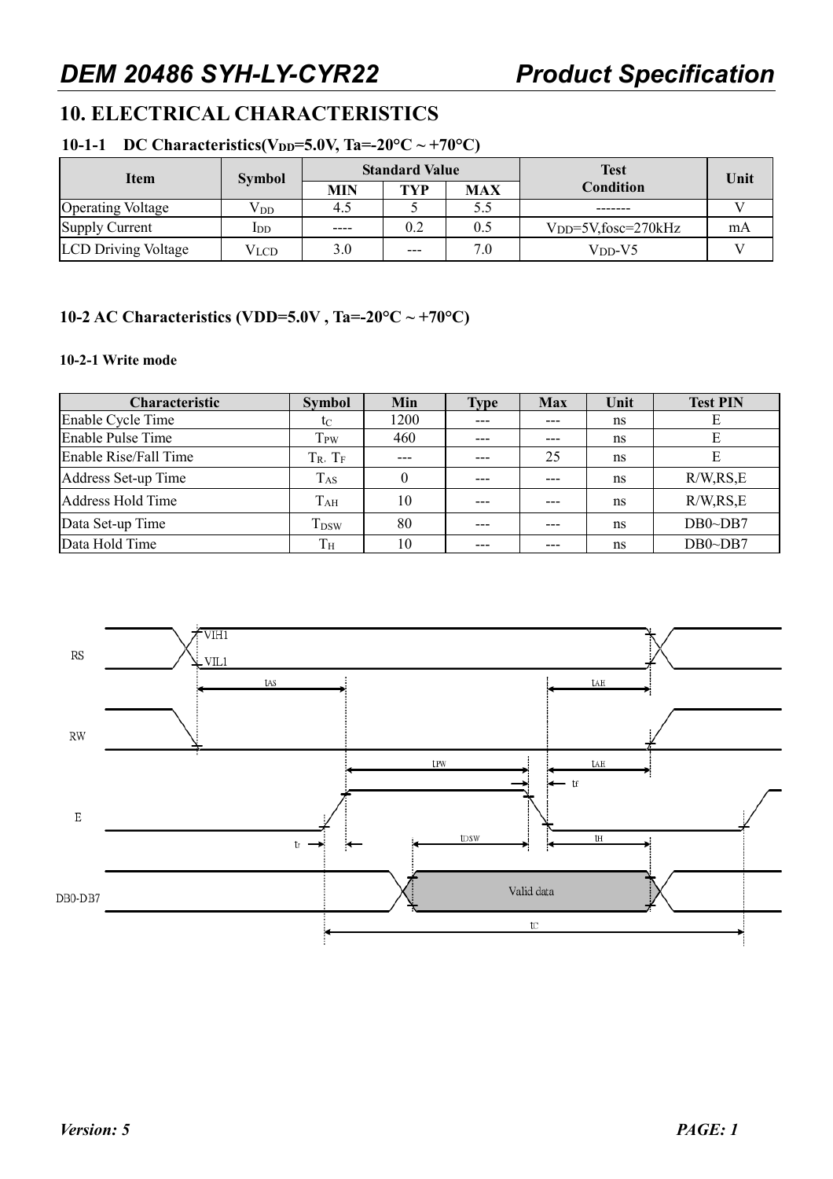# 10. ELECTRICAL CHARACTERISTICS

### 10-1-1 DC Characteristics($V_{DD}$=5.0V, Ta=-20°C ~ +70°C)

| Item | Symbol | Standard Value | | | Test Condition | Unit |
|---|---|---|---|---|---|---|
| | | MIN | TYP | MAX | | |
| Operating Voltage | $V_{DD}$ | 4.5 | 5 | 5.5 | ------- | V |
| Supply Current | $I_{DD}$ | ---- | 0.2 | 0.5 | $V_{DD}$=5V,fosc=270kHz | mA |
| LCD Driving Voltage | $V_{LCD}$ | 3.0 | --- | 7.0 | $V_{DD}$-V5 | V |

### 10-2 AC Characteristics (VDD=5.0V , Ta=-20°C ~ +70°C)

#### 10-2-1 Write mode

| Characteristic | Symbol | Min | Type | Max | Unit | Test PIN |
|---|---|---|---|---|---|---|
| Enable Cycle Time | $t_C$ | 1200 | --- | --- | ns | E |
| Enable Pulse Time | $T_{PW}$ | 460 | --- | --- | ns | E |
| Enable Rise/Fall Time | $T_R$, $T_F$ | --- | --- | 25 | ns | E |
| Address Set-up Time | $T_{AS}$ | 0 | --- | --- | ns | R/W,RS,E |
| Address Hold Time | $T_{AH}$ | 10 | --- | --- | ns | R/W,RS,E |
| Data Set-up Time | $T_{DSW}$ | 80 | --- | --- | ns | DB0~DB7 |
| Data Hold Time | $T_H$ | 10 | --- | --- | ns | DB0~DB7 |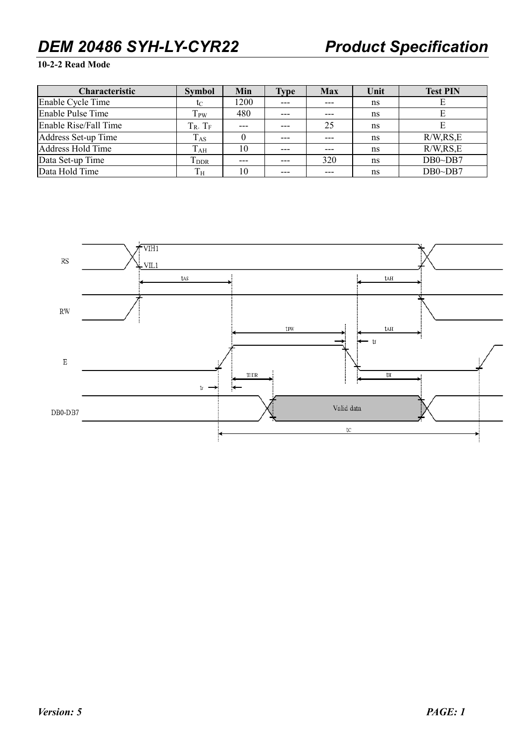**10-2-2 Read Mode**

| Characteristic | Symbol | Min | Type | Max | Unit | Test PIN |
|---|---|---|---|---|---|---|
| Enable Cycle Time | $t_C$ | 1200 | --- | --- | ns | E |
| Enable Pulse Time | $T_{PW}$ | 480 | --- | --- | ns | E |
| Enable Rise/Fall Time | $T_R$, $T_F$ | --- | --- | 25 | ns | E |
| Address Set-up Time | $T_{AS}$ | 0 | --- | --- | ns | R/W,RS,E |
| Address Hold Time | $T_{AH}$ | 10 | --- | --- | ns | R/W,RS,E |
| Data Set-up Time | $T_{DDR}$ | --- | --- | 320 | ns | DB0~DB7 |
| Data Hold Time | $T_H$ | 10 | --- | --- | ns | DB0~DB7 |

RS

VIH1

VIL1

tAS

tAH

RW

tPW

tAH

E

tf

tr

tDDR

tH

DB0-DB7

Valid data

tC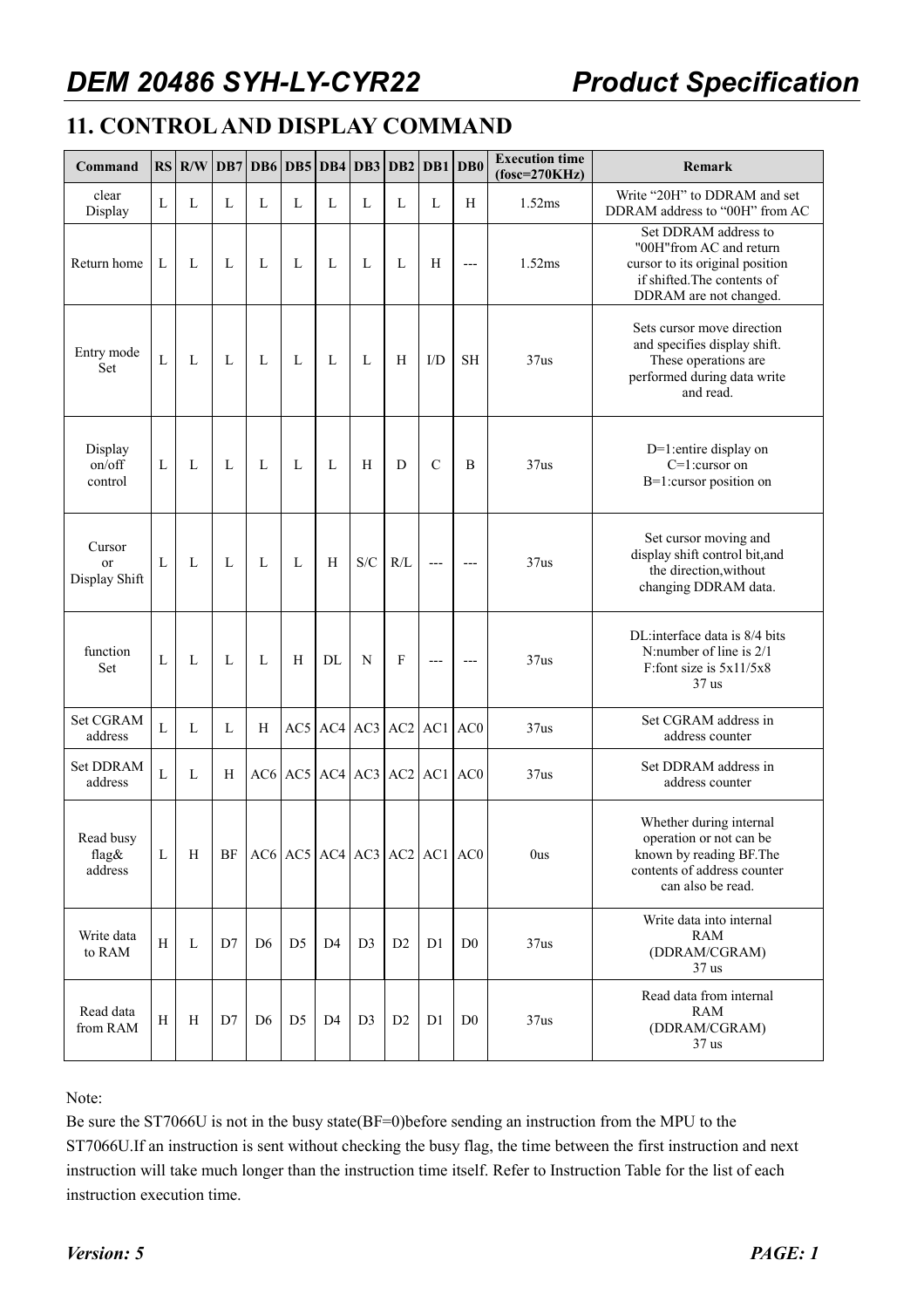## 11. CONTROL AND DISPLAY COMMAND

| Command | RS | R/W | DB7 | DB6 | DB5 | DB4 | DB3 | DB2 | DB1 | DB0 | Execution time (fosc=270KHz) | Remark |
|---|---|---|---|---|---|---|---|---|---|---|---|---|
| clear Display | L | L | L | L | L | L | L | L | L | H | 1.52ms | Write "20H" to DDRAM and set DDRAM address to "00H" from AC |
| Return home | L | L | L | L | L | L | L | L | H | --- | 1.52ms | Set DDRAM address to "00H"from AC and return cursor to its original position if shifted.The contents of DDRAM are not changed. |
| Entry mode Set | L | L | L | L | L | L | L | H | I/D | SH | 37us | Sets cursor move direction and specifies display shift. These operations are performed during data write and read. |
| Display on/off control | L | L | L | L | L | L | H | D | C | B | 37us | D=1:entire display on C=1:cursor on B=1:cursor position on |
| Cursor or Display Shift | L | L | L | L | L | H | S/C | R/L | --- | --- | 37us | Set cursor moving and display shift control bit,and the direction,without changing DDRAM data. |
| function Set | L | L | L | L | H | DL | N | F | --- | --- | 37us | DL:interface data is 8/4 bits N:number of line is 2/1 F:font size is 5x11/5x8 37 us |
| Set CGRAM address | L | L | L | H | AC5 | AC4 | AC3 | AC2 | AC1 | AC0 | 37us | Set CGRAM address in address counter |
| Set DDRAM address | L | L | H | AC6 | AC5 | AC4 | AC3 | AC2 | AC1 | AC0 | 37us | Set DDRAM address in address counter |
| Read busy flag& address | L | H | BF | AC6 | AC5 | AC4 | AC3 | AC2 | AC1 | AC0 | 0us | Whether during internal operation or not can be known by reading BF.The contents of address counter can also be read. |
| Write data to RAM | H | L | D7 | D6 | D5 | D4 | D3 | D2 | D1 | D0 | 37us | Write data into internal RAM (DDRAM/CGRAM) 37 us |
| Read data from RAM | H | H | D7 | D6 | D5 | D4 | D3 | D2 | D1 | D0 | 37us | Read data from internal RAM (DDRAM/CGRAM) 37 us |

Note:
Be sure the ST7066U is not in the busy state(BF=0)before sending an instruction from the MPU to the ST7066U.If an instruction is sent without checking the busy flag, the time between the first instruction and next instruction will take much longer than the instruction time itself. Refer to Instruction Table for the list of each instruction execution time.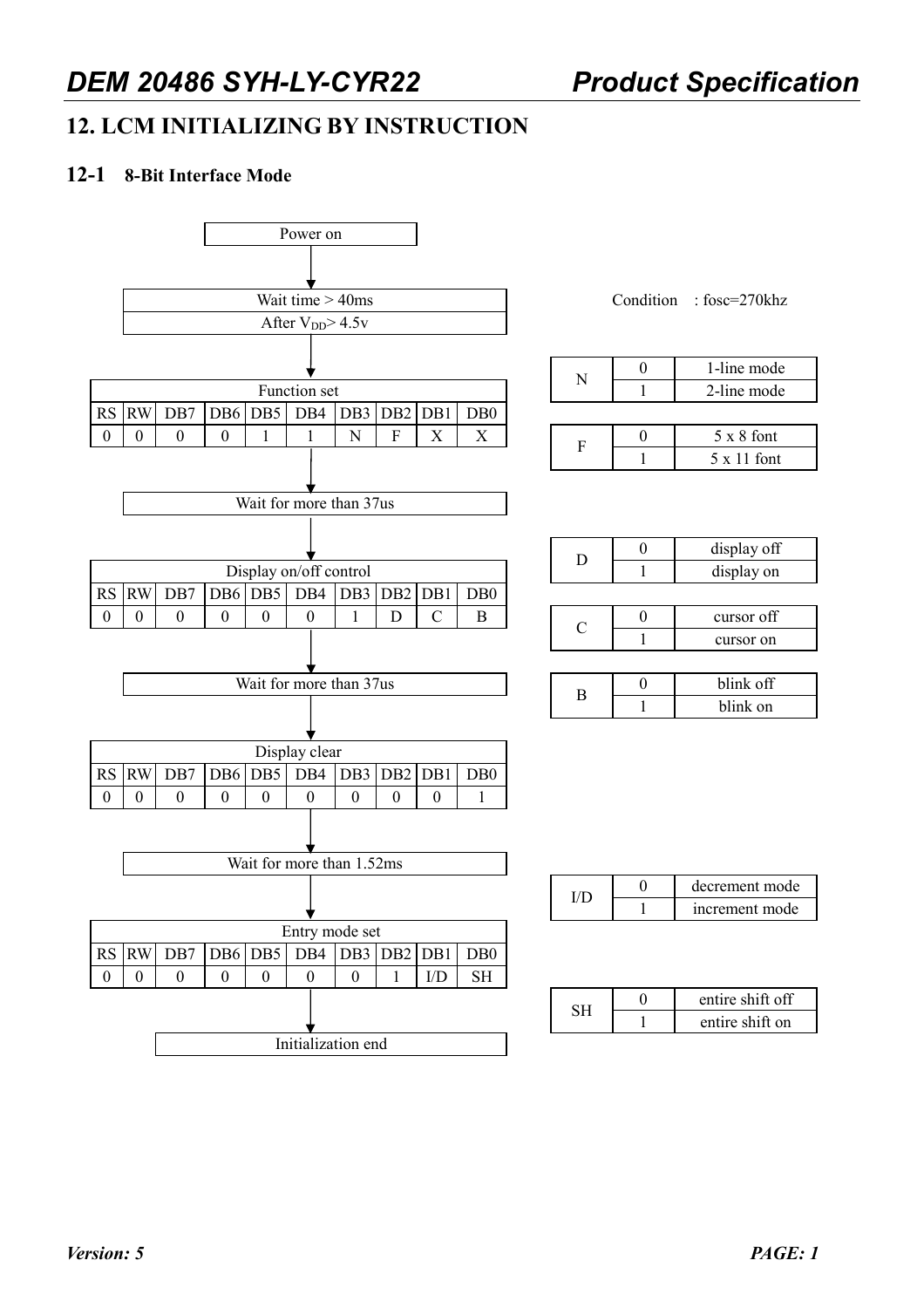## 12. LCM INITIALIZING BY INSTRUCTION

### 12-1 8-Bit Interface Mode

Power on

↓

Wait time > 40ms

After $V_{DD}$> 4.5v

↓

| Function set | | | | | | | | | |
|---|---|---|---|---|---|---|---|---|---|
| RS | RW | DB7 | DB6 | DB5 | DB4 | DB3 | DB2 | DB1 | DB0 |
| 0 | 0 | 0 | 0 | 1 | 1 | N | F | X | X |

↓

Wait for more than 37us

↓

| Display on/off control | | | | | | | | | |
|---|---|---|---|---|---|---|---|---|---|
| RS | RW | DB7 | DB6 | DB5 | DB4 | DB3 | DB2 | DB1 | DB0 |
| 0 | 0 | 0 | 0 | 0 | 0 | 1 | D | C | B |

↓

Wait for more than 37us

↓

| Display clear | | | | | | | | | |
|---|---|---|---|---|---|---|---|---|---|
| RS | RW | DB7 | DB6 | DB5 | DB4 | DB3 | DB2 | DB1 | DB0 |
| 0 | 0 | 0 | 0 | 0 | 0 | 0 | 0 | 0 | 1 |

↓

Wait for more than 1.52ms

↓

| Entry mode set | | | | | | | | | |
|---|---|---|---|---|---|---|---|---|---|
| RS | RW | DB7 | DB6 | DB5 | DB4 | DB3 | DB2 | DB1 | DB0 |
| 0 | 0 | 0 | 0 | 0 | 0 | 0 | 1 | I/D | SH |

↓

Initialization end

Condition : fosc=270khz

| N | 0 | 1-line mode |
|---|---|---|
| | 1 | 2-line mode |

| F | 0 | 5 x 8 font |
|---|---|---|
| | 1 | 5 x 11 font |

| D | 0 | display off |
|---|---|---|
| | 1 | display on |

| C | 0 | cursor off |
|---|---|---|
| | 1 | cursor on |

| B | 0 | blink off |
|---|---|---|
| | 1 | blink on |

| I/D | 0 | decrement mode |
|---|---|---|
| | 1 | increment mode |

| SH | 0 | entire shift off |
|---|---|---|
| | 1 | entire shift on |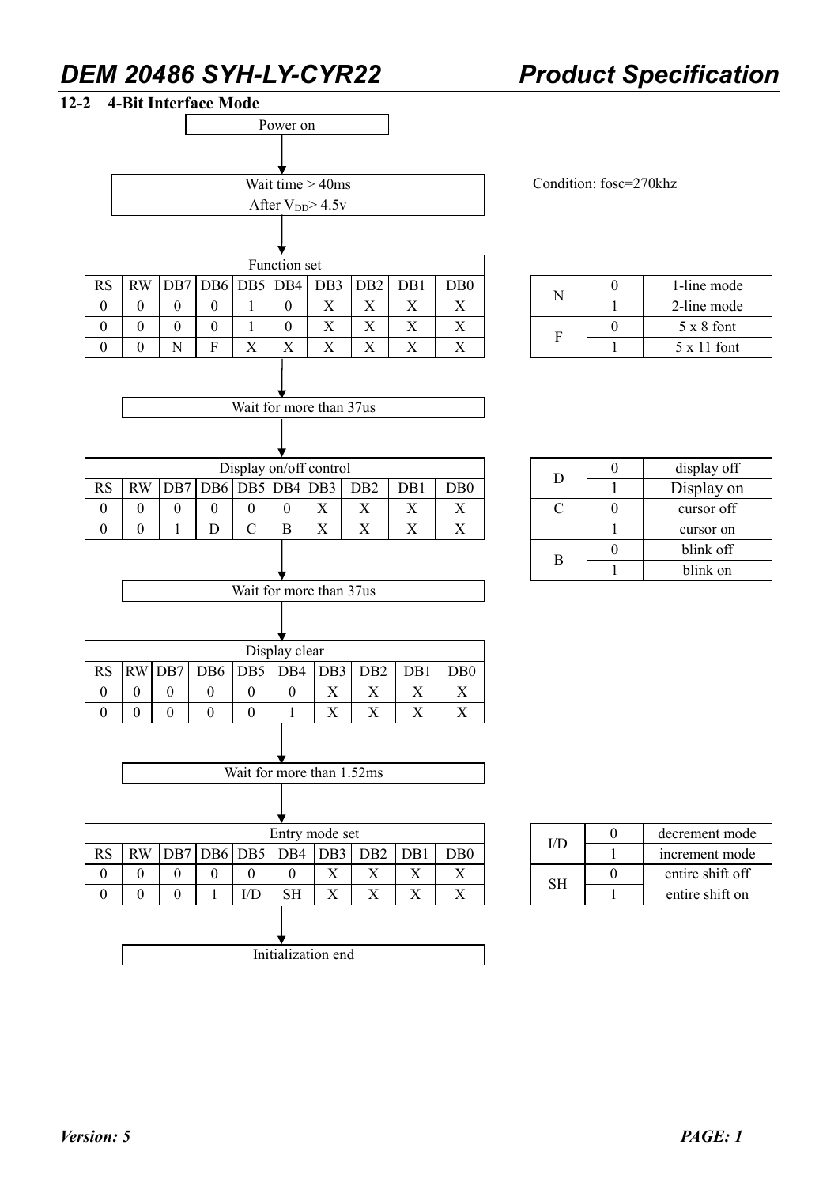## 12-2 4-Bit Interface Mode

Power on

↓

Wait time > 40ms

After $V_{DD}$> 4.5v

Condition: fosc=270khz

↓

| Function set | | | | | | | | | |
|---|---|---|---|---|---|---|---|---|---|
| RS | RW | DB7 | DB6 | DB5 | DB4 | DB3 | DB2 | DB1 | DB0 |
| 0 | 0 | 0 | 0 | 1 | 0 | X | X | X | X |
| 0 | 0 | 0 | 0 | 1 | 0 | X | X | X | X |
| 0 | 0 | N | F | X | X | X | X | X | X |

| | | |
|---|---|---|
| N | 0 | 1-line mode |
| | 1 | 2-line mode |
| F | 0 | 5 x 8 font |
| | 1 | 5 x 11 font |

↓

Wait for more than 37us

↓

| Display on/off control | | | | | | | | | |
|---|---|---|---|---|---|---|---|---|---|
| RS | RW | DB7 | DB6 | DB5 | DB4 | DB3 | DB2 | DB1 | DB0 |
| 0 | 0 | 0 | 0 | 0 | 0 | X | X | X | X |
| 0 | 0 | 1 | D | C | B | X | X | X | X |

| | | |
|---|---|---|
| D | 0 | display off |
| | 1 | Display on |
| C | 0 | cursor off |
| | 1 | cursor on |
| B | 0 | blink off |
| | 1 | blink on |

↓

Wait for more than 37us

↓

| Display clear | | | | | | | | | |
|---|---|---|---|---|---|---|---|---|---|
| RS | RW | DB7 | DB6 | DB5 | DB4 | DB3 | DB2 | DB1 | DB0 |
| 0 | 0 | 0 | 0 | 0 | 0 | X | X | X | X |
| 0 | 0 | 0 | 0 | 0 | 1 | X | X | X | X |

↓

Wait for more than 1.52ms

↓

| Entry mode set | | | | | | | | | |
|---|---|---|---|---|---|---|---|---|---|
| RS | RW | DB7 | DB6 | DB5 | DB4 | DB3 | DB2 | DB1 | DB0 |
| 0 | 0 | 0 | 0 | 0 | 0 | X | X | X | X |
| 0 | 0 | 0 | 1 | I/D | SH | X | X | X | X |

| | | |
|---|---|---|
| I/D | 0 | decrement mode |
| | 1 | increment mode |
| SH | 0 | entire shift off |
| | 1 | entire shift on |

↓

Initialization end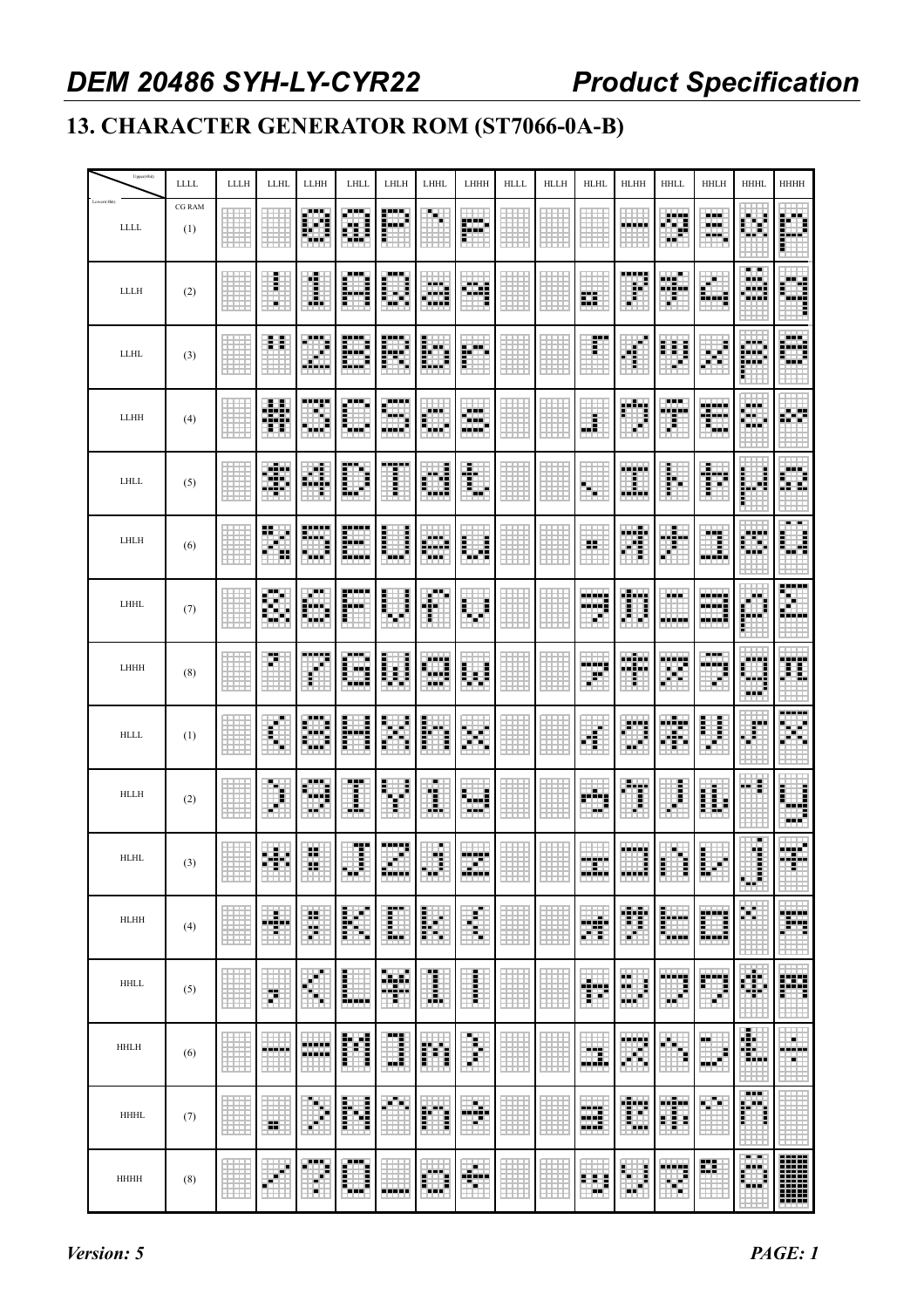## 13. CHARACTER GENERATOR ROM (ST7066-0A-B)

| Upper(4bit) / Lower(4bit) | LLLL | LLLH | LLHL | LLHH | LHLL | LHLH | LHHL | LHHH | HLLL | HLLH | HLHL | HLHH | HHLL | HHLH | HHHL | HHHH |
|---|---|---|---|---|---|---|---|---|---|---|---|---|---|---|---|---|
| LLLL | CG RAM (1) | | | | | | | | | | | | | | | |
| LLLH | (2) | | | | | | | | | | | | | | | |
| LLHL | (3) | | | | | | | | | | | | | | | |
| LLHH | (4) | | | | | | | | | | | | | | | |
| LHLL | (5) | | | | | | | | | | | | | | | |
| LHLH | (6) | | | | | | | | | | | | | | | |
| LHHL | (7) | | | | | | | | | | | | | | | |
| LHHH | (8) | | | | | | | | | | | | | | | |
| HLLL | (1) | | | | | | | | | | | | | | | |
| HLLH | (2) | | | | | | | | | | | | | | | |
| HLHL | (3) | | | | | | | | | | | | | | | |
| HLHH | (4) | | | | | | | | | | | | | | | |
| HHLL | (5) | | | | | | | | | | | | | | | |
| HHLH | (6) | | | | | | | | | | | | | | | |
| HHHL | (7) | | | | | | | | | | | | | | | |
| HHHH | (8) | | | | | | | | | | | | | | | |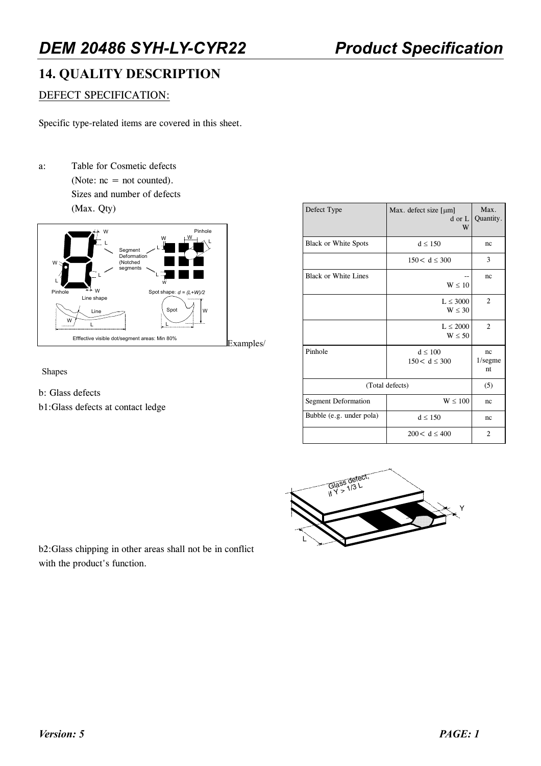## 14. QUALITY DESCRIPTION

DEFECT SPECIFICATION:

Specific type-related items are covered in this sheet.

a: Table for Cosmetic defects
(Note: nc = not counted).
Sizes and number of defects
(Max. Qty)

Examples/

Shapes

| Defect Type | Max. defect size [μm] d or L W | Max. Quantity. |
|---|---|---|
| Black or White Spots | d ≤ 150 | nc |
| | 150 < d ≤ 300 | 3 |
| Black or White Lines | -- W ≤ 10 | nc |
| | L ≤ 3000 W ≤ 30 | 2 |
| | L ≤ 2000 W ≤ 50 | 2 |
| Pinhole | d ≤ 100<br>150 < d ≤ 300 | nc<br>1/segment |
| (Total defects) | | (5) |
| Segment Deformation | W ≤ 100 | nc |
| Bubble (e.g. under pola) | d ≤ 150 | nc |
| | 200 < d ≤ 400 | 2 |

b: Glass defects

b1:Glass defects at contact ledge

b2:Glass chipping in other areas shall not be in conflict with the product's function.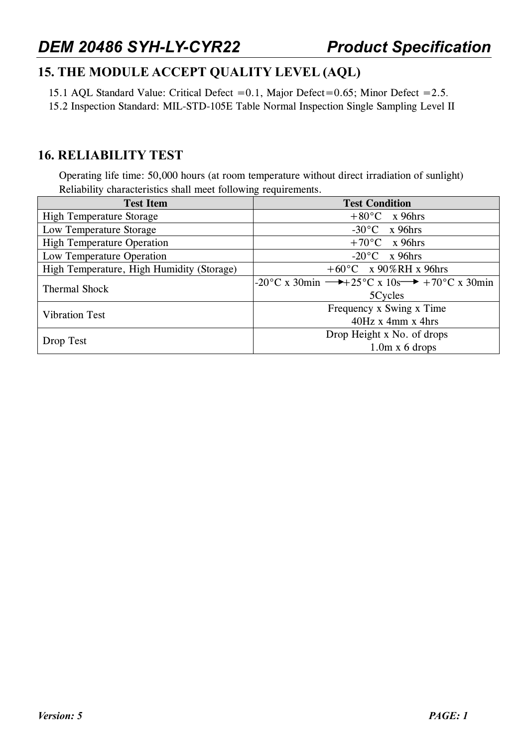## 15. THE MODULE ACCEPT QUALITY LEVEL (AQL)

15.1 AQL Standard Value: Critical Defect =0.1, Major Defect=0.65; Minor Defect =2.5.
15.2 Inspection Standard: MIL-STD-105E Table Normal Inspection Single Sampling Level II

## 16. RELIABILITY TEST

Operating life time: 50,000 hours (at room temperature without direct irradiation of sunlight)
Reliability characteristics shall meet following requirements.

| Test Item | Test Condition |
|---|---|
| High Temperature Storage | +80°C x 96hrs |
| Low Temperature Storage | -30°C x 96hrs |
| High Temperature Operation | +70°C x 96hrs |
| Low Temperature Operation | -20°C x 96hrs |
| High Temperature, High Humidity (Storage) | +60°C x 90%RH x 96hrs |
| Thermal Shock | -20°C x 30min → +25°C x 10s → +70°C x 30min 5Cycles |
| Vibration Test | Frequency x Swing x Time 40Hz x 4mm x 4hrs |
| Drop Test | Drop Height x No. of drops 1.0m x 6 drops |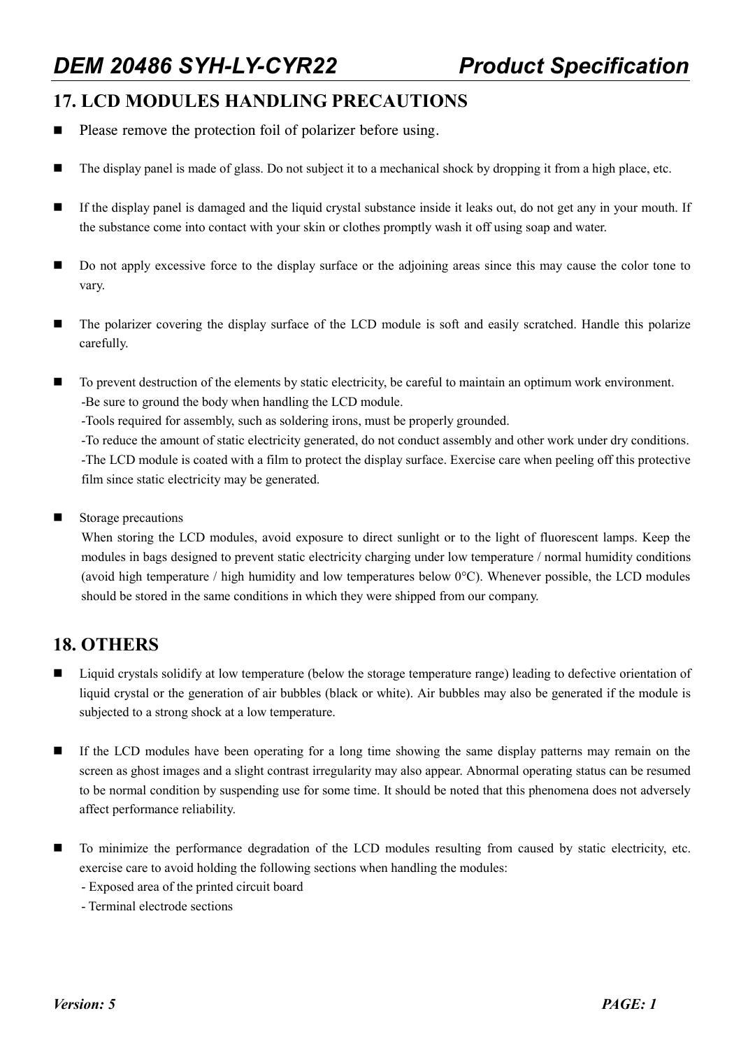## 17. LCD MODULES HANDLING PRECAUTIONS

- Please remove the protection foil of polarizer before using.
- The display panel is made of glass. Do not subject it to a mechanical shock by dropping it from a high place, etc.
- If the display panel is damaged and the liquid crystal substance inside it leaks out, do not get any in your mouth. If the substance come into contact with your skin or clothes promptly wash it off using soap and water.
- Do not apply excessive force to the display surface or the adjoining areas since this may cause the color tone to vary.
- The polarizer covering the display surface of the LCD module is soft and easily scratched. Handle this polarize carefully.
- To prevent destruction of the elements by static electricity, be careful to maintain an optimum work environment.
  -Be sure to ground the body when handling the LCD module.
  -Tools required for assembly, such as soldering irons, must be properly grounded.
  -To reduce the amount of static electricity generated, do not conduct assembly and other work under dry conditions.
  -The LCD module is coated with a film to protect the display surface. Exercise care when peeling off this protective film since static electricity may be generated.
- Storage precautions
  When storing the LCD modules, avoid exposure to direct sunlight or to the light of fluorescent lamps. Keep the modules in bags designed to prevent static electricity charging under low temperature / normal humidity conditions (avoid high temperature / high humidity and low temperatures below 0°C). Whenever possible, the LCD modules should be stored in the same conditions in which they were shipped from our company.

## 18. OTHERS

- Liquid crystals solidify at low temperature (below the storage temperature range) leading to defective orientation of liquid crystal or the generation of air bubbles (black or white). Air bubbles may also be generated if the module is subjected to a strong shock at a low temperature.
- If the LCD modules have been operating for a long time showing the same display patterns may remain on the screen as ghost images and a slight contrast irregularity may also appear. Abnormal operating status can be resumed to be normal condition by suspending use for some time. It should be noted that this phenomena does not adversely affect performance reliability.
- To minimize the performance degradation of the LCD modules resulting from caused by static electricity, etc. exercise care to avoid holding the following sections when handling the modules:
  - Exposed area of the printed circuit board
  - Terminal electrode sections